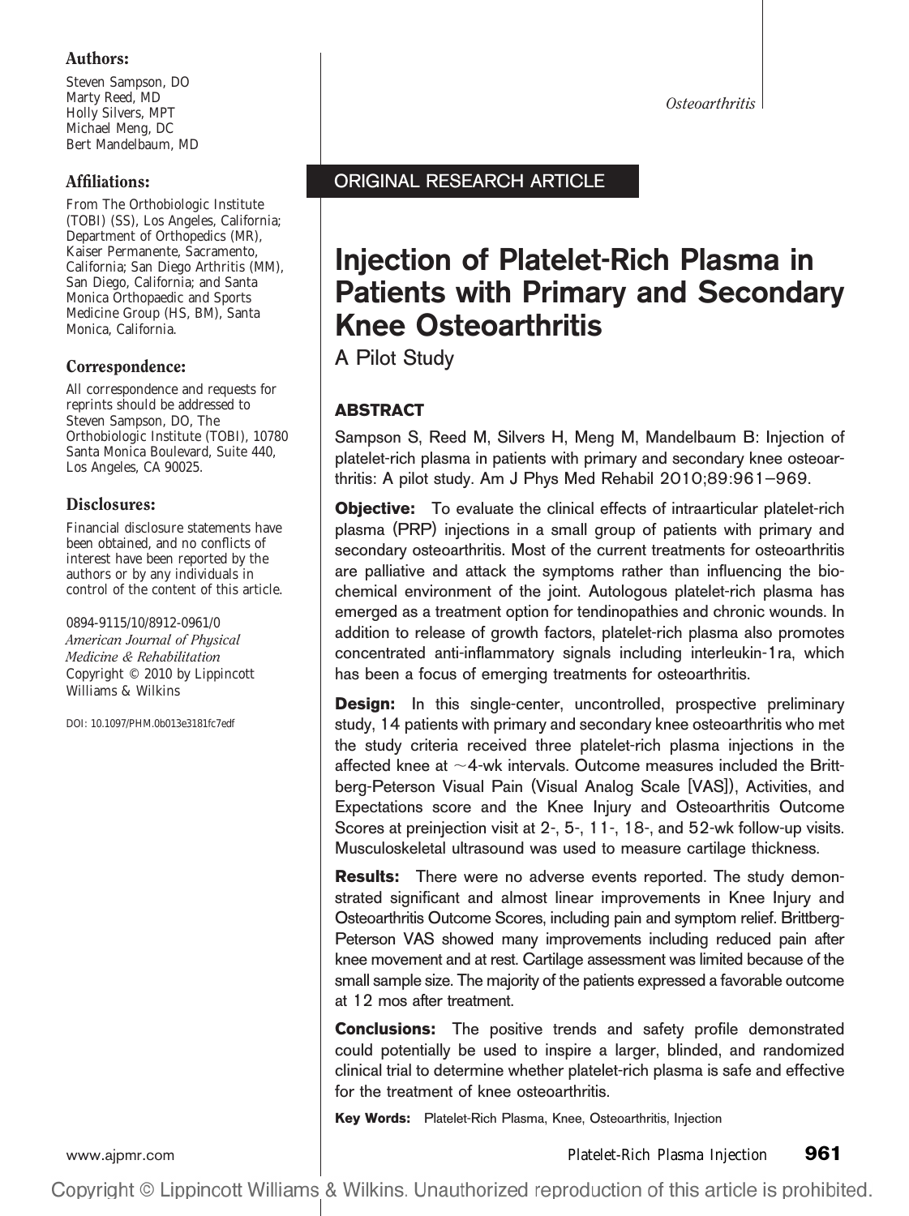**Authors:**

Steven Sampson, DO
Marty Reed, MD
Holly Silvers, MPT
Michael Meng, DC
Bert Mandelbaum, MD

**Affiliations:**

From The Orthobiologic Institute (TOBI) (SS), Los Angeles, California; Department of Orthopedics (MR), Kaiser Permanente, Sacramento, California; San Diego Arthritis (MM), San Diego, California; and Santa Monica Orthopaedic and Sports Medicine Group (HS, BM), Santa Monica, California.

**Correspondence:**

All correspondence and requests for reprints should be addressed to Steven Sampson, DO, The Orthobiologic Institute (TOBI), 10780 Santa Monica Boulevard, Suite 440, Los Angeles, CA 90025.

**Disclosures:**

Financial disclosure statements have been obtained, and no conflicts of interest have been reported by the authors or by any individuals in control of the content of this article.

0894-9115/10/8912-0961/0
*American Journal of Physical Medicine & Rehabilitation*
Copyright © 2010 by Lippincott Williams & Wilkins

DOI: 10.1097/PHM.0b013e3181fc7edf

ORIGINAL RESEARCH ARTICLE

# Injection of Platelet-Rich Plasma in Patients with Primary and Secondary Knee Osteoarthritis

## A Pilot Study

### ABSTRACT

Sampson S, Reed M, Silvers H, Meng M, Mandelbaum B: Injection of platelet-rich plasma in patients with primary and secondary knee osteoarthritis: A pilot study. Am J Phys Med Rehabil 2010;89:961–969.

**Objective:** To evaluate the clinical effects of intraarticular platelet-rich plasma (PRP) injections in a small group of patients with primary and secondary osteoarthritis. Most of the current treatments for osteoarthritis are palliative and attack the symptoms rather than influencing the biochemical environment of the joint. Autologous platelet-rich plasma has emerged as a treatment option for tendinopathies and chronic wounds. In addition to release of growth factors, platelet-rich plasma also promotes concentrated anti-inflammatory signals including interleukin-1ra, which has been a focus of emerging treatments for osteoarthritis.

**Design:** In this single-center, uncontrolled, prospective preliminary study, 14 patients with primary and secondary knee osteoarthritis who met the study criteria received three platelet-rich plasma injections in the affected knee at ~4-wk intervals. Outcome measures included the Brittberg-Peterson Visual Pain (Visual Analog Scale [VAS]), Activities, and Expectations score and the Knee Injury and Osteoarthritis Outcome Scores at preinjection visit at 2-, 5-, 11-, 18-, and 52-wk follow-up visits. Musculoskeletal ultrasound was used to measure cartilage thickness.

**Results:** There were no adverse events reported. The study demonstrated significant and almost linear improvements in Knee Injury and Osteoarthritis Outcome Scores, including pain and symptom relief. Brittberg-Peterson VAS showed many improvements including reduced pain after knee movement and at rest. Cartilage assessment was limited because of the small sample size. The majority of the patients expressed a favorable outcome at 12 mos after treatment.

**Conclusions:** The positive trends and safety profile demonstrated could potentially be used to inspire a larger, blinded, and randomized clinical trial to determine whether platelet-rich plasma is safe and effective for the treatment of knee osteoarthritis.

**Key Words:** Platelet-Rich Plasma, Knee, Osteoarthritis, Injection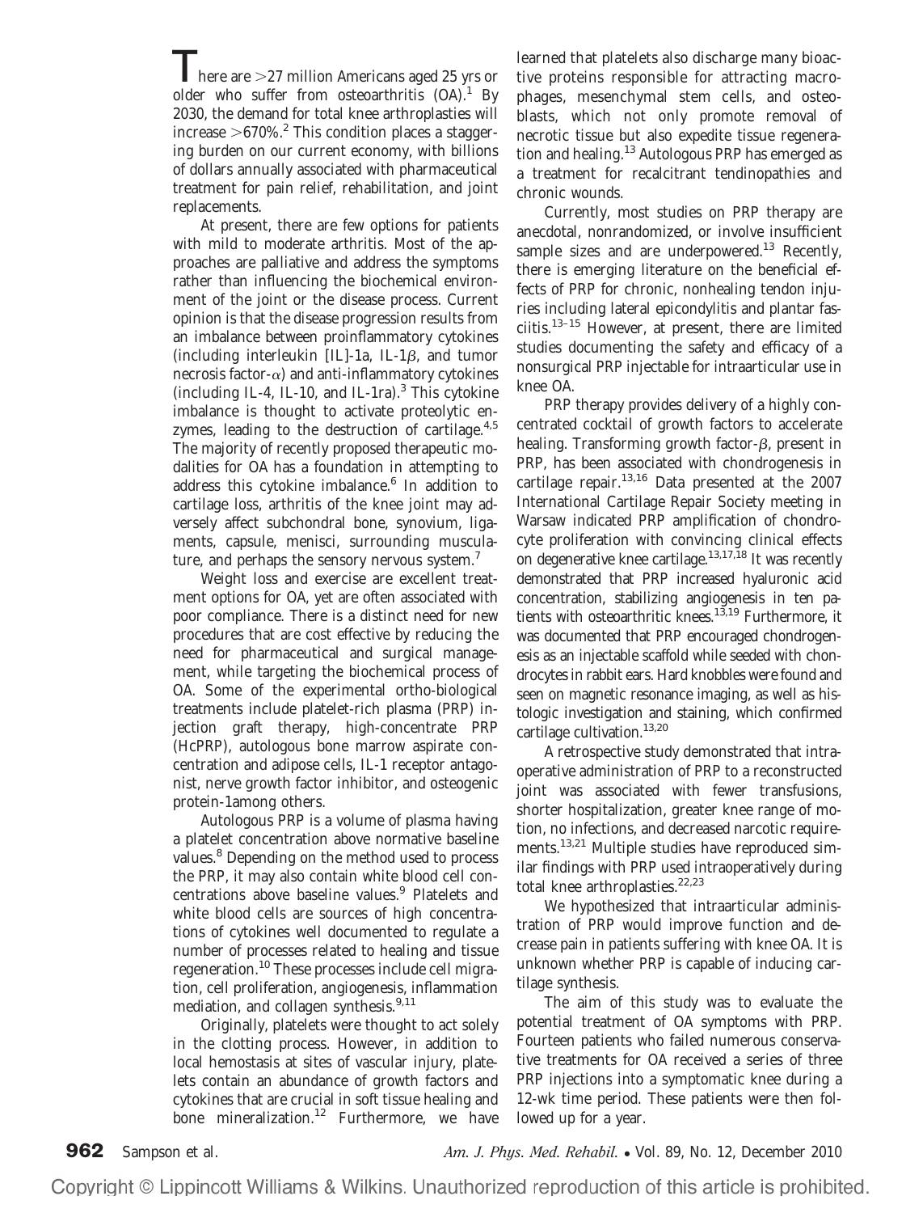There are >27 million Americans aged 25 yrs or older who suffer from osteoarthritis (OA).[1] By 2030, the demand for total knee arthroplasties will increase >670%.[2] This condition places a staggering burden on our current economy, with billions of dollars annually associated with pharmaceutical treatment for pain relief, rehabilitation, and joint replacements.

At present, there are few options for patients with mild to moderate arthritis. Most of the approaches are palliative and address the symptoms rather than influencing the biochemical environment of the joint or the disease process. Current opinion is that the disease progression results from an imbalance between proinflammatory cytokines (including interleukin [IL]-1a, IL-1$\beta$, and tumor necrosis factor-$\alpha$) and anti-inflammatory cytokines (including IL-4, IL-10, and IL-1ra).[3] This cytokine imbalance is thought to activate proteolytic enzymes, leading to the destruction of cartilage.[4,5] The majority of recently proposed therapeutic modalities for OA has a foundation in attempting to address this cytokine imbalance.[6] In addition to cartilage loss, arthritis of the knee joint may adversely affect subchondral bone, synovium, ligaments, capsule, menisci, surrounding musculature, and perhaps the sensory nervous system.[7]

Weight loss and exercise are excellent treatment options for OA, yet are often associated with poor compliance. There is a distinct need for new procedures that are cost effective by reducing the need for pharmaceutical and surgical management, while targeting the biochemical process of OA. Some of the experimental ortho-biological treatments include platelet-rich plasma (PRP) injection graft therapy, high-concentrate PRP (HcPRP), autologous bone marrow aspirate concentration and adipose cells, IL-1 receptor antagonist, nerve growth factor inhibitor, and osteogenic protein-1among others.

Autologous PRP is a volume of plasma having a platelet concentration above normative baseline values.[8] Depending on the method used to process the PRP, it may also contain white blood cell concentrations above baseline values.[9] Platelets and white blood cells are sources of high concentrations of cytokines well documented to regulate a number of processes related to healing and tissue regeneration.[10] These processes include cell migration, cell proliferation, angiogenesis, inflammation mediation, and collagen synthesis.[9,11]

Originally, platelets were thought to act solely in the clotting process. However, in addition to local hemostasis at sites of vascular injury, platelets contain an abundance of growth factors and cytokines that are crucial in soft tissue healing and bone mineralization.[12] Furthermore, we have learned that platelets also discharge many bioactive proteins responsible for attracting macrophages, mesenchymal stem cells, and osteoblasts, which not only promote removal of necrotic tissue but also expedite tissue regeneration and healing.[13] Autologous PRP has emerged as a treatment for recalcitrant tendinopathies and chronic wounds.

Currently, most studies on PRP therapy are anecdotal, nonrandomized, or involve insufficient sample sizes and are underpowered.[13] Recently, there is emerging literature on the beneficial effects of PRP for chronic, nonhealing tendon injuries including lateral epicondylitis and plantar fasciitis.[13–15] However, at present, there are limited studies documenting the safety and efficacy of a nonsurgical PRP injectable for intraarticular use in knee OA.

PRP therapy provides delivery of a highly concentrated cocktail of growth factors to accelerate healing. Transforming growth factor-$\beta$, present in PRP, has been associated with chondrogenesis in cartilage repair.[13,16] Data presented at the 2007 International Cartilage Repair Society meeting in Warsaw indicated PRP amplification of chondrocyte proliferation with convincing clinical effects on degenerative knee cartilage.[13,17,18] It was recently demonstrated that PRP increased hyaluronic acid concentration, stabilizing angiogenesis in ten patients with osteoarthritic knees.[13,19] Furthermore, it was documented that PRP encouraged chondrogenesis as an injectable scaffold while seeded with chondrocytes in rabbit ears. Hard knobbles were found and seen on magnetic resonance imaging, as well as histologic investigation and staining, which confirmed cartilage cultivation.[13,20]

A retrospective study demonstrated that intraoperative administration of PRP to a reconstructed joint was associated with fewer transfusions, shorter hospitalization, greater knee range of motion, no infections, and decreased narcotic requirements.[13,21] Multiple studies have reproduced similar findings with PRP used intraoperatively during total knee arthroplasties.[22,23]

We hypothesized that intraarticular administration of PRP would improve function and decrease pain in patients suffering with knee OA. It is unknown whether PRP is capable of inducing cartilage synthesis.

The aim of this study was to evaluate the potential treatment of OA symptoms with PRP. Fourteen patients who failed numerous conservative treatments for OA received a series of three PRP injections into a symptomatic knee during a 12-wk time period. These patients were then followed up for a year.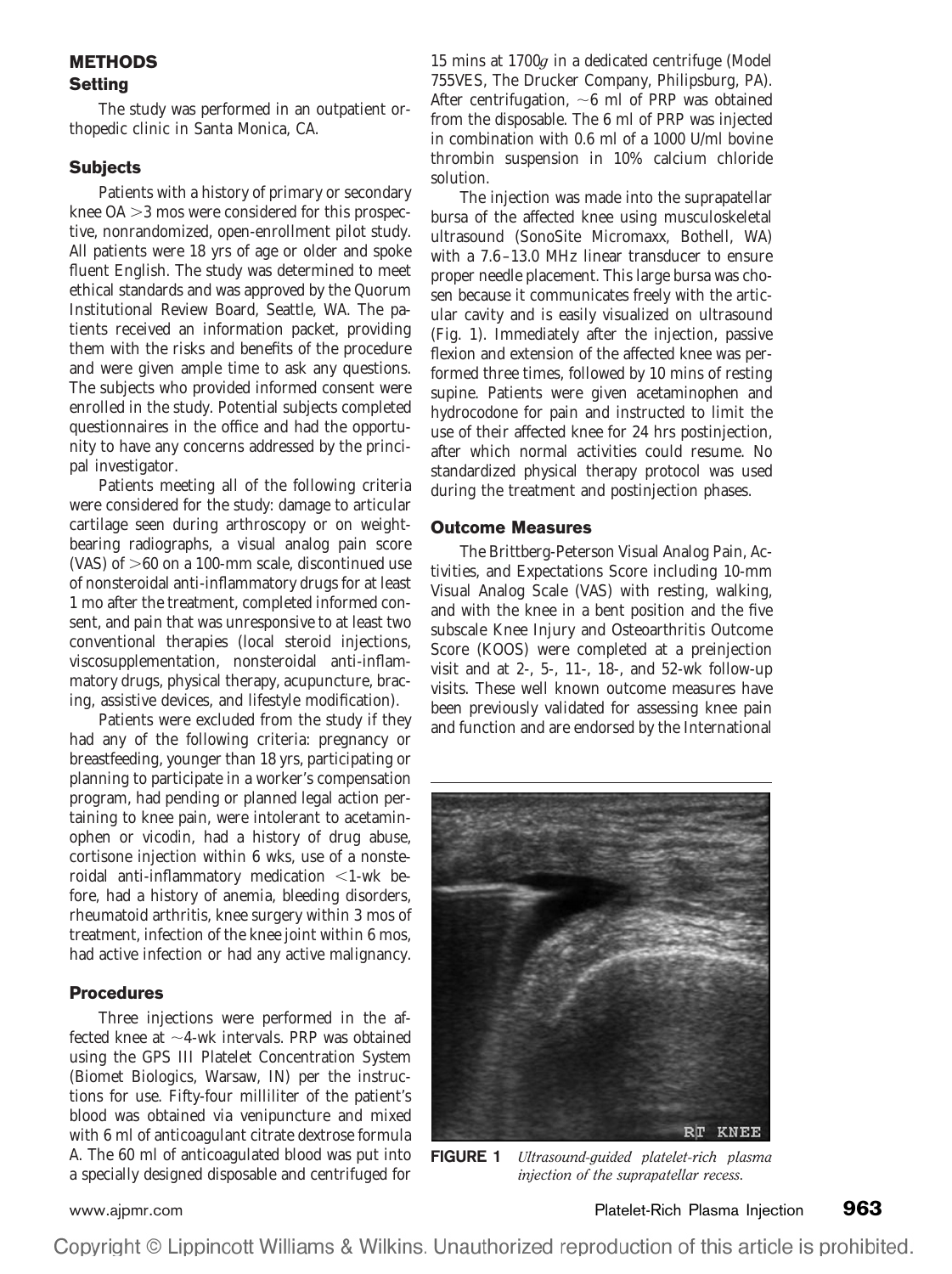## METHODS

### Setting

The study was performed in an outpatient orthopedic clinic in Santa Monica, CA.

### Subjects

Patients with a history of primary or secondary knee OA >3 mos were considered for this prospective, nonrandomized, open-enrollment pilot study. All patients were 18 yrs of age or older and spoke fluent English. The study was determined to meet ethical standards and was approved by the Quorum Institutional Review Board, Seattle, WA. The patients received an information packet, providing them with the risks and benefits of the procedure and were given ample time to ask any questions. The subjects who provided informed consent were enrolled in the study. Potential subjects completed questionnaires in the office and had the opportunity to have any concerns addressed by the principal investigator.

Patients meeting all of the following criteria were considered for the study: damage to articular cartilage seen during arthroscopy or on weight-bearing radiographs, a visual analog pain score (VAS) of >60 on a 100-mm scale, discontinued use of nonsteroidal anti-inflammatory drugs for at least 1 mo after the treatment, completed informed consent, and pain that was unresponsive to at least two conventional therapies (local steroid injections, viscosupplementation, nonsteroidal anti-inflammatory drugs, physical therapy, acupuncture, bracing, assistive devices, and lifestyle modification).

Patients were excluded from the study if they had any of the following criteria: pregnancy or breastfeeding, younger than 18 yrs, participating or planning to participate in a worker's compensation program, had pending or planned legal action pertaining to knee pain, were intolerant to acetaminophen or vicodin, had a history of drug abuse, cortisone injection within 6 wks, use of a nonsteroidal anti-inflammatory medication <1-wk before, had a history of anemia, bleeding disorders, rheumatoid arthritis, knee surgery within 3 mos of treatment, infection of the knee joint within 6 mos, had active infection or had any active malignancy.

### Procedures

Three injections were performed in the affected knee at ~4-wk intervals. PRP was obtained using the GPS III Platelet Concentration System (Biomet Biologics, Warsaw, IN) per the instructions for use. Fifty-four milliliter of the patient's blood was obtained via venipuncture and mixed with 6 ml of anticoagulant citrate dextrose formula A. The 60 ml of anticoagulated blood was put into a specially designed disposable and centrifuged for 15 mins at 1700*g* in a dedicated centrifuge (Model 755VES, The Drucker Company, Philipsburg, PA). After centrifugation, ~6 ml of PRP was obtained from the disposable. The 6 ml of PRP was injected in combination with 0.6 ml of a 1000 U/ml bovine thrombin suspension in 10% calcium chloride solution.

The injection was made into the suprapatellar bursa of the affected knee using musculoskeletal ultrasound (SonoSite Micromaxx, Bothell, WA) with a 7.6–13.0 MHz linear transducer to ensure proper needle placement. This large bursa was chosen because it communicates freely with the articular cavity and is easily visualized on ultrasound (Fig. 1). Immediately after the injection, passive flexion and extension of the affected knee was performed three times, followed by 10 mins of resting supine. Patients were given acetaminophen and hydrocodone for pain and instructed to limit the use of their affected knee for 24 hrs postinjection, after which normal activities could resume. No standardized physical therapy protocol was used during the treatment and postinjection phases.

### Outcome Measures

The Brittberg-Peterson Visual Analog Pain, Activities, and Expectations Score including 10-mm Visual Analog Scale (VAS) with resting, walking, and with the knee in a bent position and the five subscale Knee Injury and Osteoarthritis Outcome Score (KOOS) were completed at a preinjection visit and at 2-, 5-, 11-, 18-, and 52-wk follow-up visits. These well known outcome measures have been previously validated for assessing knee pain and function and are endorsed by the International

**FIGURE 1** *Ultrasound-guided platelet-rich plasma injection of the suprapatellar recess.*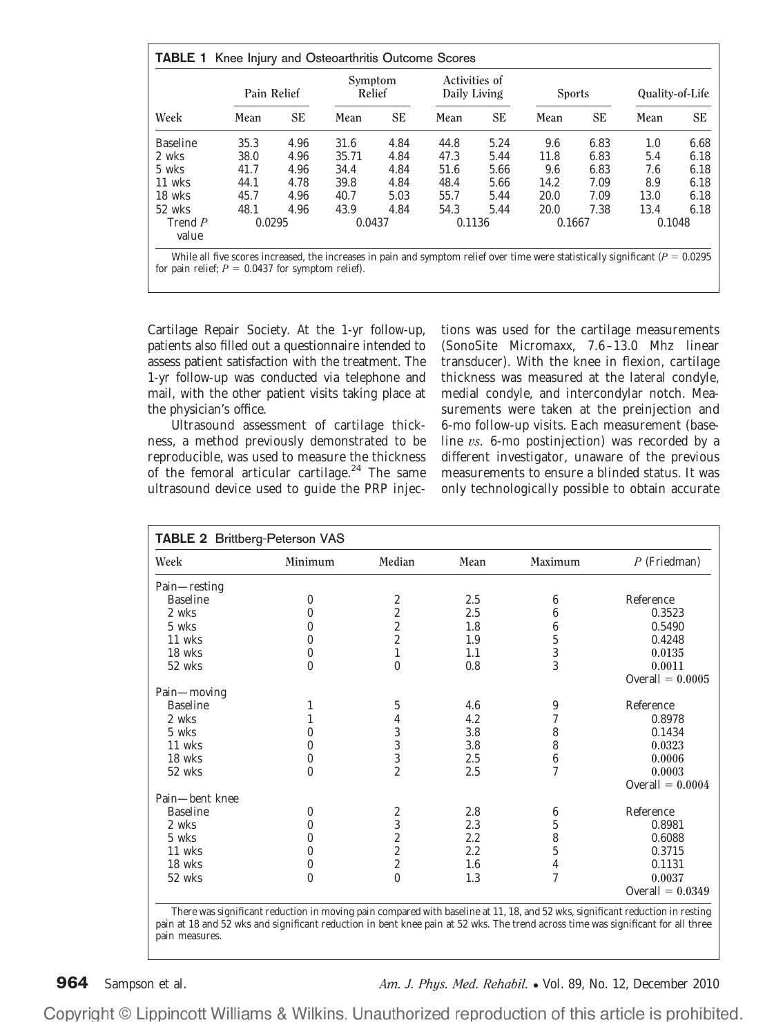**TABLE 1** Knee Injury and Osteoarthritis Outcome Scores

| | Pain Relief | | Symptom Relief | | Activities of Daily Living | | Sports | | Quality-of-Life | |
|---|---|---|---|---|---|---|---|---|---|---|
| Week | Mean | SE | Mean | SE | Mean | SE | Mean | SE | Mean | SE |
| Baseline | 35.3 | 4.96 | 31.6 | 4.84 | 44.8 | 5.24 | 9.6 | 6.83 | 1.0 | 6.68 |
| 2 wks | 38.0 | 4.96 | 35.71 | 4.84 | 47.3 | 5.44 | 11.8 | 6.83 | 5.4 | 6.18 |
| 5 wks | 41.7 | 4.96 | 34.4 | 4.84 | 51.6 | 5.66 | 9.6 | 6.83 | 7.6 | 6.18 |
| 11 wks | 44.1 | 4.78 | 39.8 | 4.84 | 48.4 | 5.66 | 14.2 | 7.09 | 8.9 | 6.18 |
| 18 wks | 45.7 | 4.96 | 40.7 | 5.03 | 55.7 | 5.44 | 20.0 | 7.09 | 13.0 | 6.18 |
| 52 wks | 48.1 | 4.96 | 43.9 | 4.84 | 54.3 | 5.44 | 20.0 | 7.38 | 13.4 | 6.18 |
| Trend $P$ value | 0.0295 | | 0.0437 | | 0.1136 | | 0.1667 | | 0.1048 | |

While all five scores increased, the increases in pain and symptom relief over time were statistically significant ($P = 0.0295$ for pain relief; $P = 0.0437$ for symptom relief).

Cartilage Repair Society. At the 1-yr follow-up, patients also filled out a questionnaire intended to assess patient satisfaction with the treatment. The 1-yr follow-up was conducted via telephone and mail, with the other patient visits taking place at the physician's office.

Ultrasound assessment of cartilage thickness, a method previously demonstrated to be reproducible, was used to measure the thickness of the femoral articular cartilage.[24] The same ultrasound device used to guide the PRP injections was used for the cartilage measurements (SonoSite Micromaxx, 7.6–13.0 Mhz linear transducer). With the knee in flexion, cartilage thickness was measured at the lateral condyle, medial condyle, and intercondylar notch. Measurements were taken at the preinjection and 6-mo follow-up visits. Each measurement (baseline *vs.* 6-mo postinjection) was recorded by a different investigator, unaware of the previous measurements to ensure a blinded status. It was only technologically possible to obtain accurate

**TABLE 2** Brittberg-Peterson VAS

| Week | Minimum | Median | Mean | Maximum | $P$ (Friedman) |
|---|---|---|---|---|---|
| Pain—resting | | | | | |
| Baseline | 0 | 2 | 2.5 | 6 | Reference |
| 2 wks | 0 | 2 | 2.5 | 6 | 0.3523 |
| 5 wks | 0 | 2 | 1.8 | 6 | 0.5490 |
| 11 wks | 0 | 2 | 1.9 | 5 | 0.4248 |
| 18 wks | 0 | 1 | 1.1 | 3 | 0.0135 |
| 52 wks | 0 | 0 | 0.8 | 3 | 0.0011 |
| | | | | | Overall = 0.0005 |
| Pain—moving | | | | | |
| Baseline | 1 | 5 | 4.6 | 9 | Reference |
| 2 wks | 1 | 4 | 4.2 | 7 | 0.8978 |
| 5 wks | 0 | 3 | 3.8 | 8 | 0.1434 |
| 11 wks | 0 | 3 | 3.8 | 8 | 0.0323 |
| 18 wks | 0 | 3 | 2.5 | 6 | 0.0006 |
| 52 wks | 0 | 2 | 2.5 | 7 | 0.0003 |
| | | | | | Overall = 0.0004 |
| Pain—bent knee | | | | | |
| Baseline | 0 | 2 | 2.8 | 6 | Reference |
| 2 wks | 0 | 3 | 2.3 | 5 | 0.8981 |
| 5 wks | 0 | 2 | 2.2 | 8 | 0.6088 |
| 11 wks | 0 | 2 | 2.2 | 5 | 0.3715 |
| 18 wks | 0 | 2 | 1.6 | 4 | 0.1131 |
| 52 wks | 0 | 0 | 1.3 | 7 | 0.0037 |
| | | | | | Overall = 0.0349 |

There was significant reduction in moving pain compared with baseline at 11, 18, and 52 wks, significant reduction in resting pain at 18 and 52 wks and significant reduction in bent knee pain at 52 wks. The trend across time was significant for all three pain measures.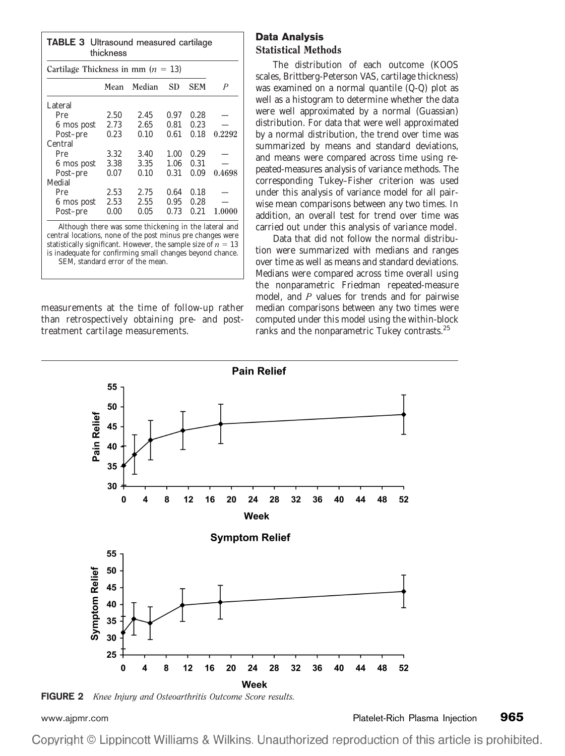**TABLE 3** Ultrasound measured cartilage thickness

| Cartilage Thickness in mm ($n$ = 13) | Mean | Median | SD | SEM | $P$ |
|---|---|---|---|---|---|
| Lateral | | | | | |
| Pre | 2.50 | 2.45 | 0.97 | 0.28 | — |
| 6 mos post | 2.73 | 2.65 | 0.81 | 0.23 | — |
| Post–pre | 0.23 | 0.10 | 0.61 | 0.18 | 0.2292 |
| Central | | | | | |
| Pre | 3.32 | 3.40 | 1.00 | 0.29 | — |
| 6 mos post | 3.38 | 3.35 | 1.06 | 0.31 | — |
| Post–pre | 0.07 | 0.10 | 0.31 | 0.09 | 0.4698 |
| Medial | | | | | |
| Pre | 2.53 | 2.75 | 0.64 | 0.18 | — |
| 6 mos post | 2.53 | 2.55 | 0.95 | 0.28 | — |
| Post–pre | 0.00 | 0.05 | 0.73 | 0.21 | 1.0000 |

Although there was some thickening in the lateral and central locations, none of the post minus pre changes were statistically significant. However, the sample size of $n$ = 13 is inadequate for confirming small changes beyond chance.
SEM, standard error of the mean.

measurements at the time of follow-up rather than retrospectively obtaining pre- and post-treatment cartilage measurements.

## Data Analysis

### Statistical Methods

The distribution of each outcome (KOOS scales, Brittberg-Peterson VAS, cartilage thickness) was examined on a normal quantile (Q-Q) plot as well as a histogram to determine whether the data were well approximated by a normal (Guassian) distribution. For data that were well approximated by a normal distribution, the trend over time was summarized by means and standard deviations, and means were compared across time using repeated-measures analysis of variance methods. The corresponding Tukey–Fisher criterion was used under this analysis of variance model for all pairwise mean comparisons between any two times. In addition, an overall test for trend over time was carried out under this analysis of variance model.

Data that did not follow the normal distribution were summarized with medians and ranges over time as well as means and standard deviations. Medians were compared across time overall using the nonparametric Friedman repeated-measure model, and $P$ values for trends and for pairwise median comparisons between any two times were computed under this model using the within-block ranks and the nonparametric Tukey contrasts.[25]

**FIGURE 2** *Knee Injury and Osteoarthritis Outcome Score results.*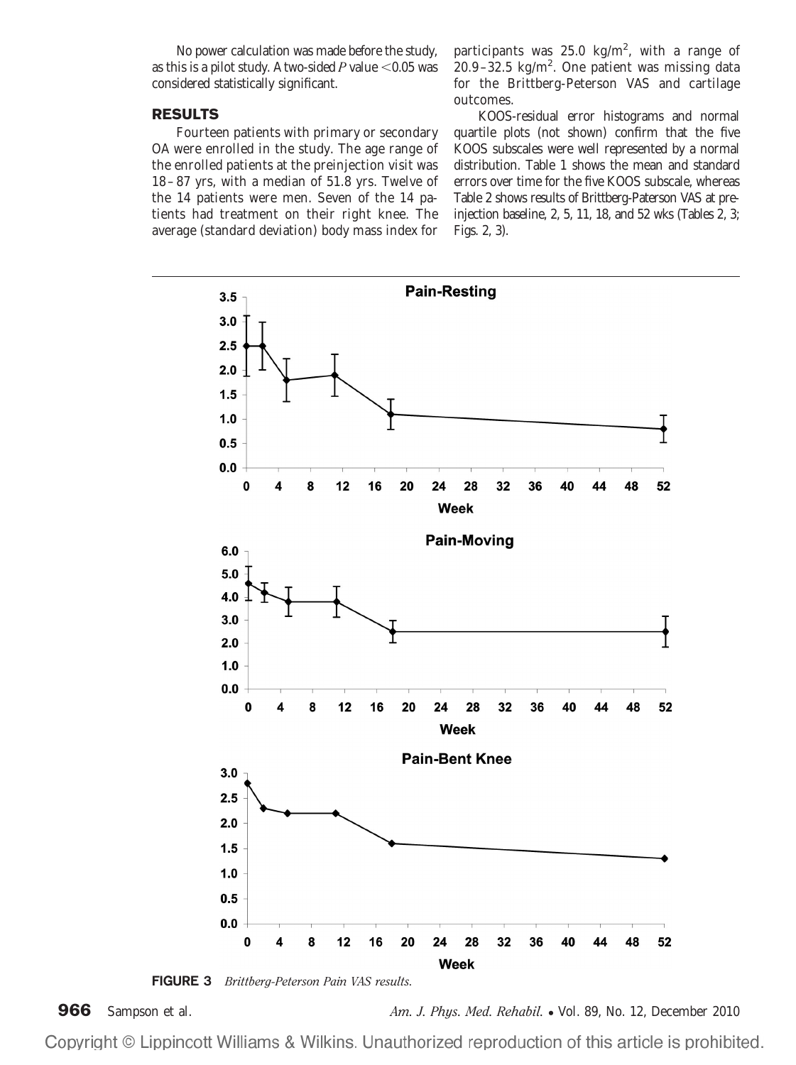No power calculation was made before the study, as this is a pilot study. A two-sided $P$ value $<0.05$ was considered statistically significant.

## RESULTS

Fourteen patients with primary or secondary OA were enrolled in the study. The age range of the enrolled patients at the preinjection visit was 18–87 yrs, with a median of 51.8 yrs. Twelve of the 14 patients were men. Seven of the 14 patients had treatment on their right knee. The average (standard deviation) body mass index for participants was 25.0 $kg/m^2$, with a range of 20.9–32.5 $kg/m^2$. One patient was missing data for the Brittberg-Peterson VAS and cartilage outcomes.

KOOS-residual error histograms and normal quartile plots (not shown) confirm that the five KOOS subscales were well represented by a normal distribution. Table 1 shows the mean and standard errors over time for the five KOOS subscale, whereas Table 2 shows results of Brittberg-Paterson VAS at preinjection baseline, 2, 5, 11, 18, and 52 wks (Tables 2, 3; Figs. 2, 3).

**FIGURE 3** *Brittberg-Peterson Pain VAS results.*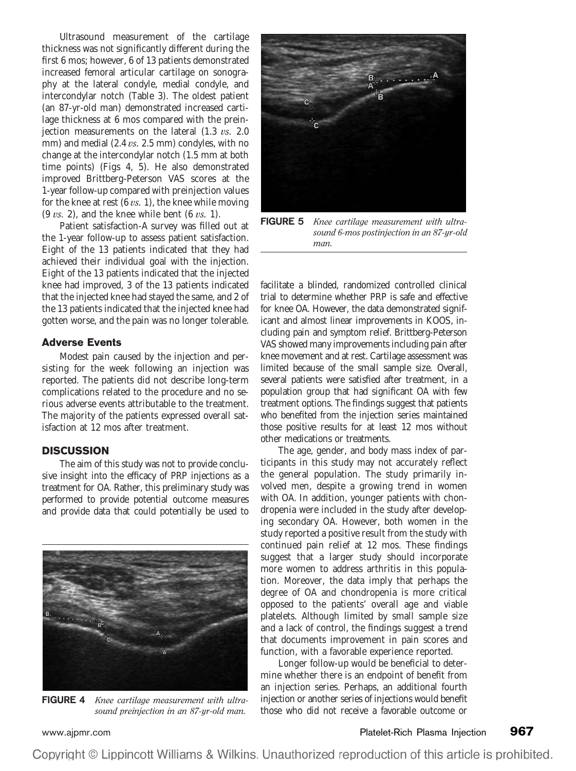Ultrasound measurement of the cartilage thickness was not significantly different during the first 6 mos; however, 6 of 13 patients demonstrated increased femoral articular cartilage on sonography at the lateral condyle, medial condyle, and intercondylar notch (Table 3). The oldest patient (an 87-yr-old man) demonstrated increased cartilage thickness at 6 mos compared with the preinjection measurements on the lateral (1.3 *vs.* 2.0 mm) and medial (2.4 *vs.* 2.5 mm) condyles, with no change at the intercondylar notch (1.5 mm at both time points) (Figs 4, 5). He also demonstrated improved Brittberg-Peterson VAS scores at the 1-year follow-up compared with preinjection values for the knee at rest (6 *vs.* 1), the knee while moving (9 *vs.* 2), and the knee while bent (6 *vs.* 1).

Patient satisfaction-A survey was filled out at the 1-year follow-up to assess patient satisfaction. Eight of the 13 patients indicated that they had achieved their individual goal with the injection. Eight of the 13 patients indicated that the injected knee had improved, 3 of the 13 patients indicated that the injected knee had stayed the same, and 2 of the 13 patients indicated that the injected knee had gotten worse, and the pain was no longer tolerable.

### Adverse Events

Modest pain caused by the injection and persisting for the week following an injection was reported. The patients did not describe long-term complications related to the procedure and no serious adverse events attributable to the treatment. The majority of the patients expressed overall satisfaction at 12 mos after treatment.

## DISCUSSION

The aim of this study was not to provide conclusive insight into the efficacy of PRP injections as a treatment for OA. Rather, this preliminary study was performed to provide potential outcome measures and provide data that could potentially be used to facilitate a blinded, randomized controlled clinical trial to determine whether PRP is safe and effective for knee OA. However, the data demonstrated significant and almost linear improvements in KOOS, including pain and symptom relief. Brittberg-Peterson VAS showed many improvements including pain after knee movement and at rest. Cartilage assessment was limited because of the small sample size. Overall, several patients were satisfied after treatment, in a population group that had significant OA with few treatment options. The findings suggest that patients who benefited from the injection series maintained those positive results for at least 12 mos without other medications or treatments.

**FIGURE 4** *Knee cartilage measurement with ultrasound preinjection in an 87-yr-old man.*

**FIGURE 5** *Knee cartilage measurement with ultrasound 6-mos postinjection in an 87-yr-old man.*

The age, gender, and body mass index of participants in this study may not accurately reflect the general population. The study primarily involved men, despite a growing trend in women with OA. In addition, younger patients with chondropenia were included in the study after developing secondary OA. However, both women in the study reported a positive result from the study with continued pain relief at 12 mos. These findings suggest that a larger study should incorporate more women to address arthritis in this population. Moreover, the data imply that perhaps the degree of OA and chondropenia is more critical opposed to the patients' overall age and viable platelets. Although limited by small sample size and a lack of control, the findings suggest a trend that documents improvement in pain scores and function, with a favorable experience reported.

Longer follow-up would be beneficial to determine whether there is an endpoint of benefit from an injection series. Perhaps, an additional fourth injection or another series of injections would benefit those who did not receive a favorable outcome or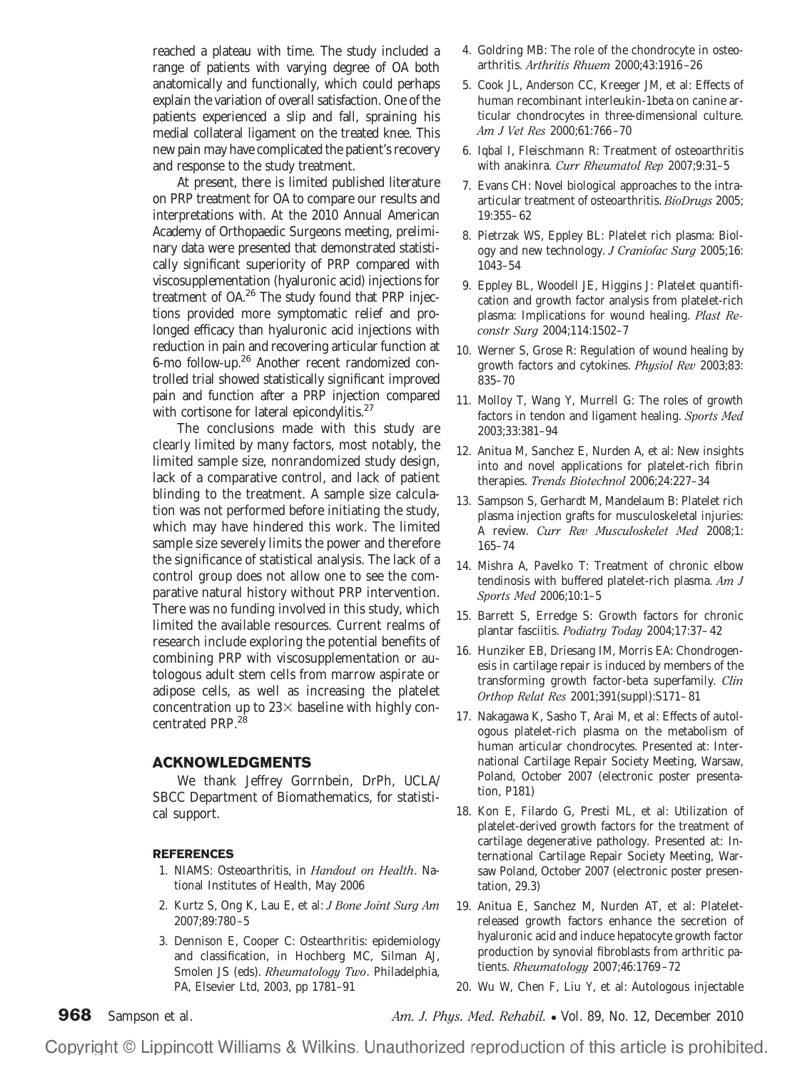reached a plateau with time. The study included a range of patients with varying degree of OA both anatomically and functionally, which could perhaps explain the variation of overall satisfaction. One of the patients experienced a slip and fall, spraining his medial collateral ligament on the treated knee. This new pain may have complicated the patient's recovery and response to the study treatment.

At present, there is limited published literature on PRP treatment for OA to compare our results and interpretations with. At the 2010 Annual American Academy of Orthopaedic Surgeons meeting, preliminary data were presented that demonstrated statistically significant superiority of PRP compared with viscosupplementation (hyaluronic acid) injections for treatment of OA.[26] The study found that PRP injections provided more symptomatic relief and prolonged efficacy than hyaluronic acid injections with reduction in pain and recovering articular function at 6-mo follow-up.[26] Another recent randomized controlled trial showed statistically significant improved pain and function after a PRP injection compared with cortisone for lateral epicondylitis.[27]

The conclusions made with this study are clearly limited by many factors, most notably, the limited sample size, nonrandomized study design, lack of a comparative control, and lack of patient blinding to the treatment. A sample size calculation was not performed before initiating the study, which may have hindered this work. The limited sample size severely limits the power and therefore the significance of statistical analysis. The lack of a control group does not allow one to see the comparative natural history without PRP intervention. There was no funding involved in this study, which limited the available resources. Current realms of research include exploring the potential benefits of combining PRP with viscosupplementation or autologous adult stem cells from marrow aspirate or adipose cells, as well as increasing the platelet concentration up to 23× baseline with highly concentrated PRP.[28]

## ACKNOWLEDGMENTS

We thank Jeffrey Gorrnbein, DrPh, UCLA/SBCC Department of Biomathematics, for statistical support.

## REFERENCES

1. NIAMS: Osteoarthritis, in *Handout on Health*. National Institutes of Health, May 2006
2. Kurtz S, Ong K, Lau E, et al: *J Bone Joint Surg Am* 2007;89:780–5
3. Dennison E, Cooper C: Osteathritis: epidemiology and classification, in Hochberg MC, Silman AJ, Smolen JS (eds). *Rheumatology Two*. Philadelphia, PA, Elsevier Ltd, 2003, pp 1781–91
4. Goldring MB: The role of the chondrocyte in osteoarthritis. *Arthritis Rhuem* 2000;43:1916–26
5. Cook JL, Anderson CC, Kreeger JM, et al: Effects of human recombinant interleukin-1beta on canine articular chondrocytes in three-dimensional culture. *Am J Vet Res* 2000;61:766–70
6. Iqbal I, Fleischmann R: Treatment of osteoarthritis with anakinra. *Curr Rheumatol Rep* 2007;9:31–5
7. Evans CH: Novel biological approaches to the intra-articular treatment of osteoarthritis. *BioDrugs* 2005; 19:355–62
8. Pietrzak WS, Eppley BL: Platelet rich plasma: Biology and new technology. *J Craniofac Surg* 2005;16: 1043–54
9. Eppley BL, Woodell JE, Higgins J: Platelet quantification and growth factor analysis from platelet-rich plasma: Implications for wound healing. *Plast Reconstr Surg* 2004;114:1502–7
10. Werner S, Grose R: Regulation of wound healing by growth factors and cytokines. *Physiol Rev* 2003;83: 835–70
11. Molloy T, Wang Y, Murrell G: The roles of growth factors in tendon and ligament healing. *Sports Med* 2003;33:381–94
12. Anitua M, Sanchez E, Nurden A, et al: New insights into and novel applications for platelet-rich fibrin therapies. *Trends Biotechnol* 2006;24:227–34
13. Sampson S, Gerhardt M, Mandelaum B: Platelet rich plasma injection grafts for musculoskeletal injuries: A review. *Curr Rev Musculoskelet Med* 2008;1: 165–74
14. Mishra A, Pavelko T: Treatment of chronic elbow tendinosis with buffered platelet-rich plasma. *Am J Sports Med* 2006;10:1–5
15. Barrett S, Erredge S: Growth factors for chronic plantar fasciitis. *Podiatry Today* 2004;17:37–42
16. Hunziker EB, Driesang IM, Morris EA: Chondrogenesis in cartilage repair is induced by members of the transforming growth factor-beta superfamily. *Clin Orthop Relat Res* 2001;391(suppl):S171–81
17. Nakagawa K, Sasho T, Arai M, et al: Effects of autologous platelet-rich plasma on the metabolism of human articular chondrocytes. Presented at: International Cartilage Repair Society Meeting, Warsaw, Poland, October 2007 (electronic poster presentation, P181)
18. Kon E, Filardo G, Presti ML, et al: Utilization of platelet-derived growth factors for the treatment of cartilage degenerative pathology. Presented at: International Cartilage Repair Society Meeting, Warsaw Poland, October 2007 (electronic poster presentation, 29.3)
19. Anitua E, Sanchez M, Nurden AT, et al: Platelet-released growth factors enhance the secretion of hyaluronic acid and induce hepatocyte growth factor production by synovial fibroblasts from arthritic patients. *Rheumatology* 2007;46:1769–72
20. Wu W, Chen F, Liu Y, et al: Autologous injectable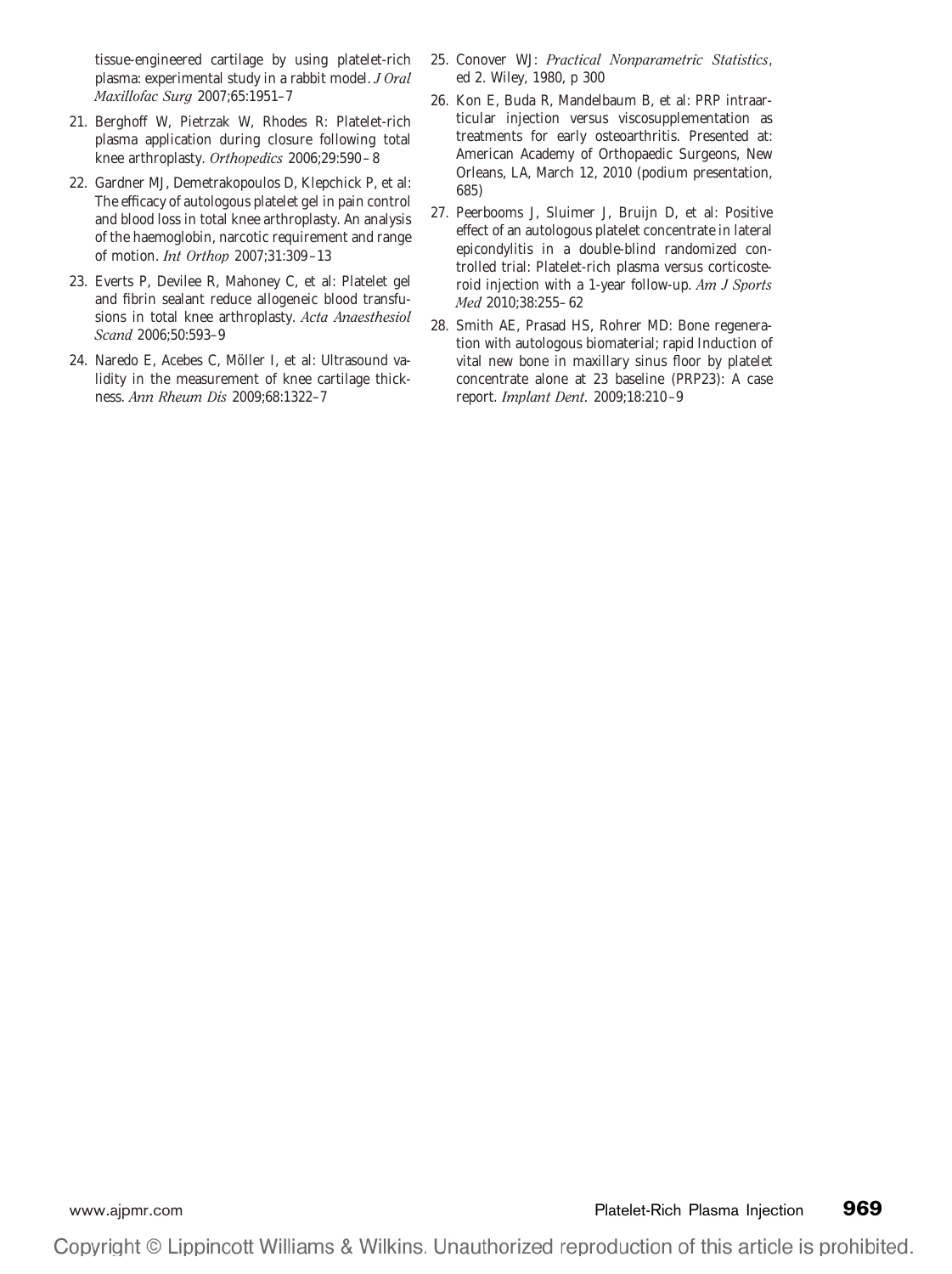tissue-engineered cartilage by using platelet-rich plasma: experimental study in a rabbit model. *J Oral Maxillofac Surg* 2007;65:1951–7

21. Berghoff W, Pietrzak W, Rhodes R: Platelet-rich plasma application during closure following total knee arthroplasty. *Orthopedics* 2006;29:590–8
22. Gardner MJ, Demetrakopoulos D, Klepchick P, et al: The efficacy of autologous platelet gel in pain control and blood loss in total knee arthroplasty. An analysis of the haemoglobin, narcotic requirement and range of motion. *Int Orthop* 2007;31:309–13
23. Everts P, Devilee R, Mahoney C, et al: Platelet gel and fibrin sealant reduce allogeneic blood transfusions in total knee arthroplasty. *Acta Anaesthesiol Scand* 2006;50:593–9
24. Naredo E, Acebes C, Möller I, et al: Ultrasound validity in the measurement of knee cartilage thickness. *Ann Rheum Dis* 2009;68:1322–7
25. Conover WJ: *Practical Nonparametric Statistics*, ed 2. Wiley, 1980, p 300
26. Kon E, Buda R, Mandelbaum B, et al: PRP intraarticular injection versus viscosupplementation as treatments for early osteoarthritis. Presented at: American Academy of Orthopaedic Surgeons, New Orleans, LA, March 12, 2010 (podium presentation, 685)
27. Peerbooms J, Sluimer J, Bruijn D, et al: Positive effect of an autologous platelet concentrate in lateral epicondylitis in a double-blind randomized controlled trial: Platelet-rich plasma versus corticosteroid injection with a 1-year follow-up. *Am J Sports Med* 2010;38:255–62
28. Smith AE, Prasad HS, Rohrer MD: Bone regeneration with autologous biomaterial; rapid Induction of vital new bone in maxillary sinus floor by platelet concentrate alone at 23 baseline (PRP23): A case report. *Implant Dent.* 2009;18:210–9